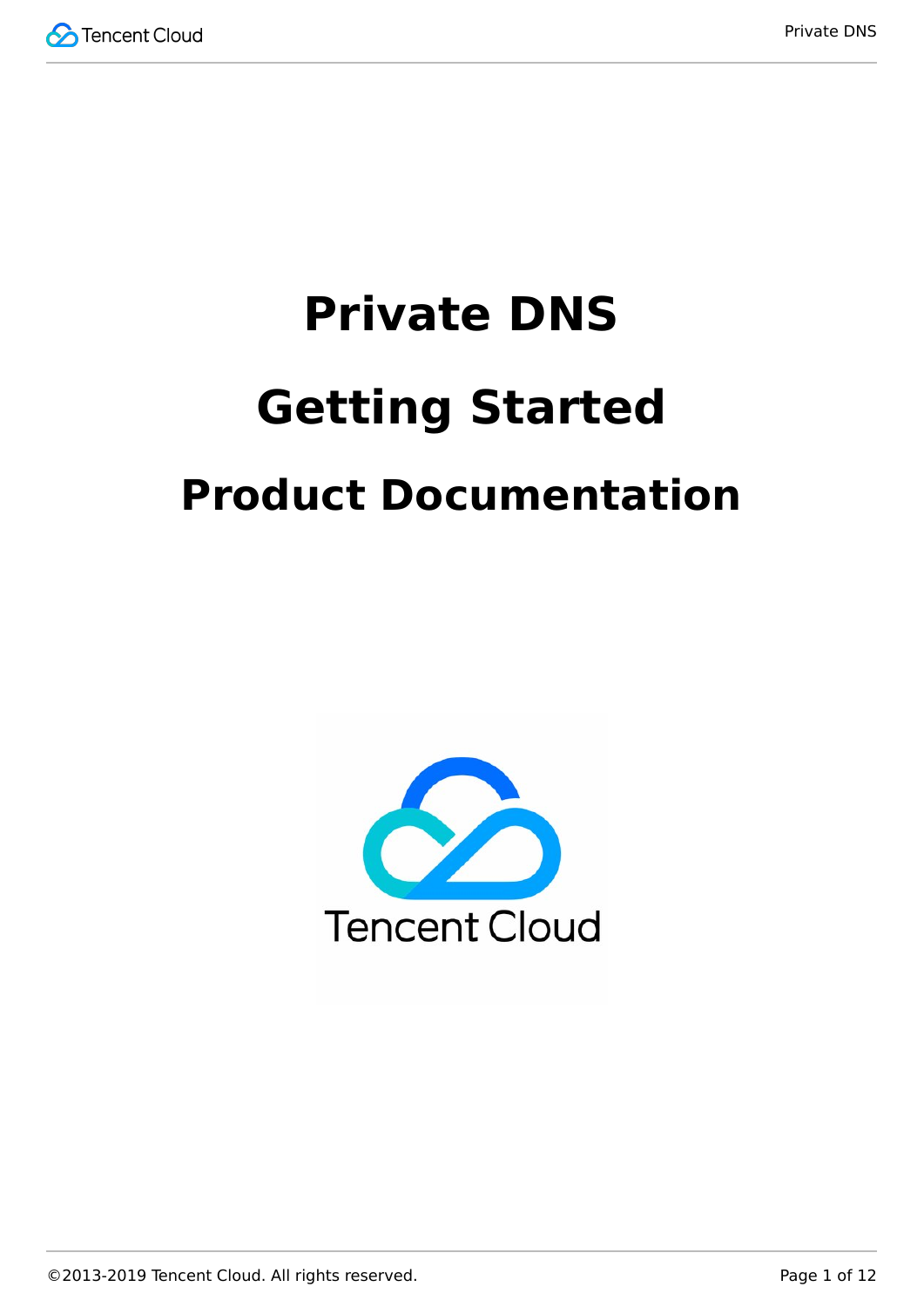# Private DNS

# Getting Started

# Product Documentation

©2013-2019 Tencent Cloud. All rights reserved.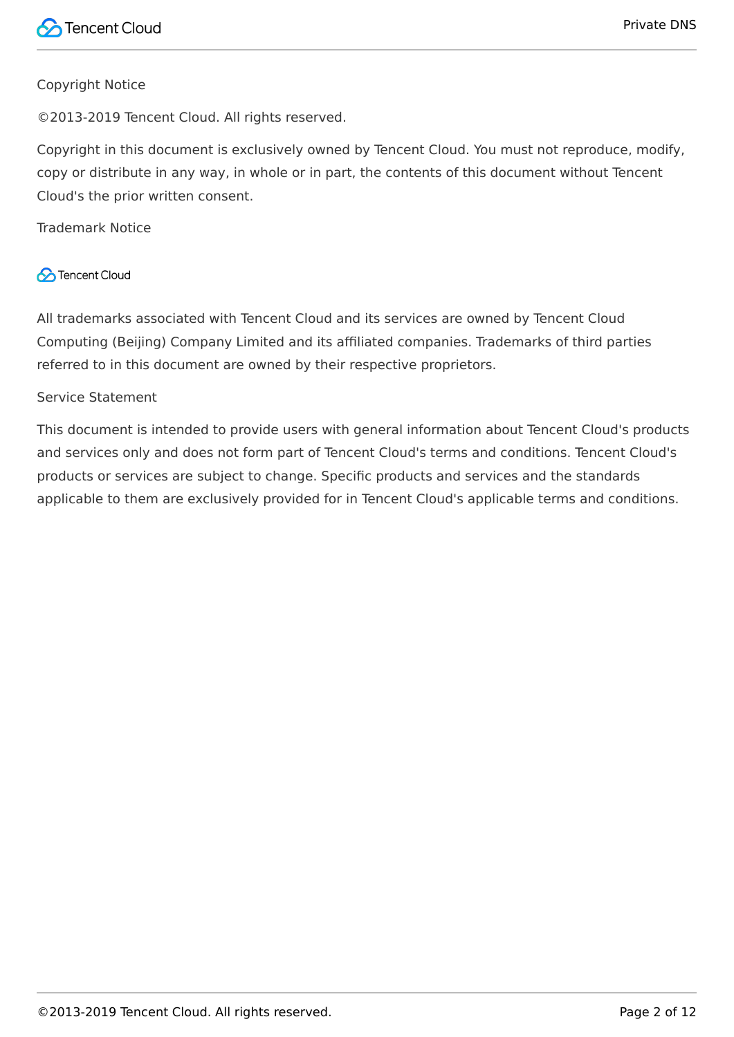Copyright Notice

©2013-2019 Tencent Cloud. All rights reserved.

Copyright in this document is exclusively owned by Tencent Cloud. You must not reproduce, modify, copy or distribute in any way, in whole or in part, the contents of this document without Tencent Cloud's the prior written consent.

Trademark Notice

Tencent Cloud

All trademarks associated with Tencent Cloud and its services are owned by Tencent Cloud Computing (Beijing) Company Limited and its affiliated companies. Trademarks of third parties referred to in this document are owned by their respective proprietors.

Service Statement

This document is intended to provide users with general information about Tencent Cloud's products and services only and does not form part of Tencent Cloud's terms and conditions. Tencent Cloud's products or services are subject to change. Specific products and services and the standards applicable to them are exclusively provided for in Tencent Cloud's applicable terms and conditions.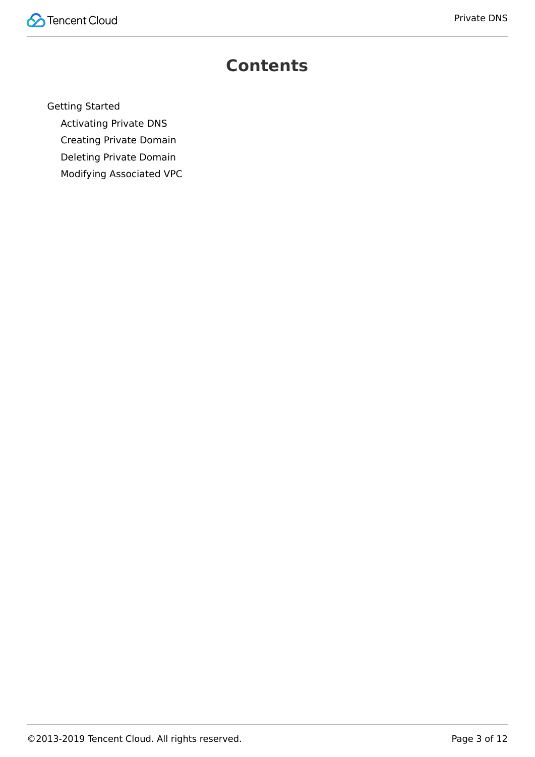# Contents

- Getting Started
  - Activating Private DNS
  - Creating Private Domain
  - Deleting Private Domain
  - Modifying Associated VPC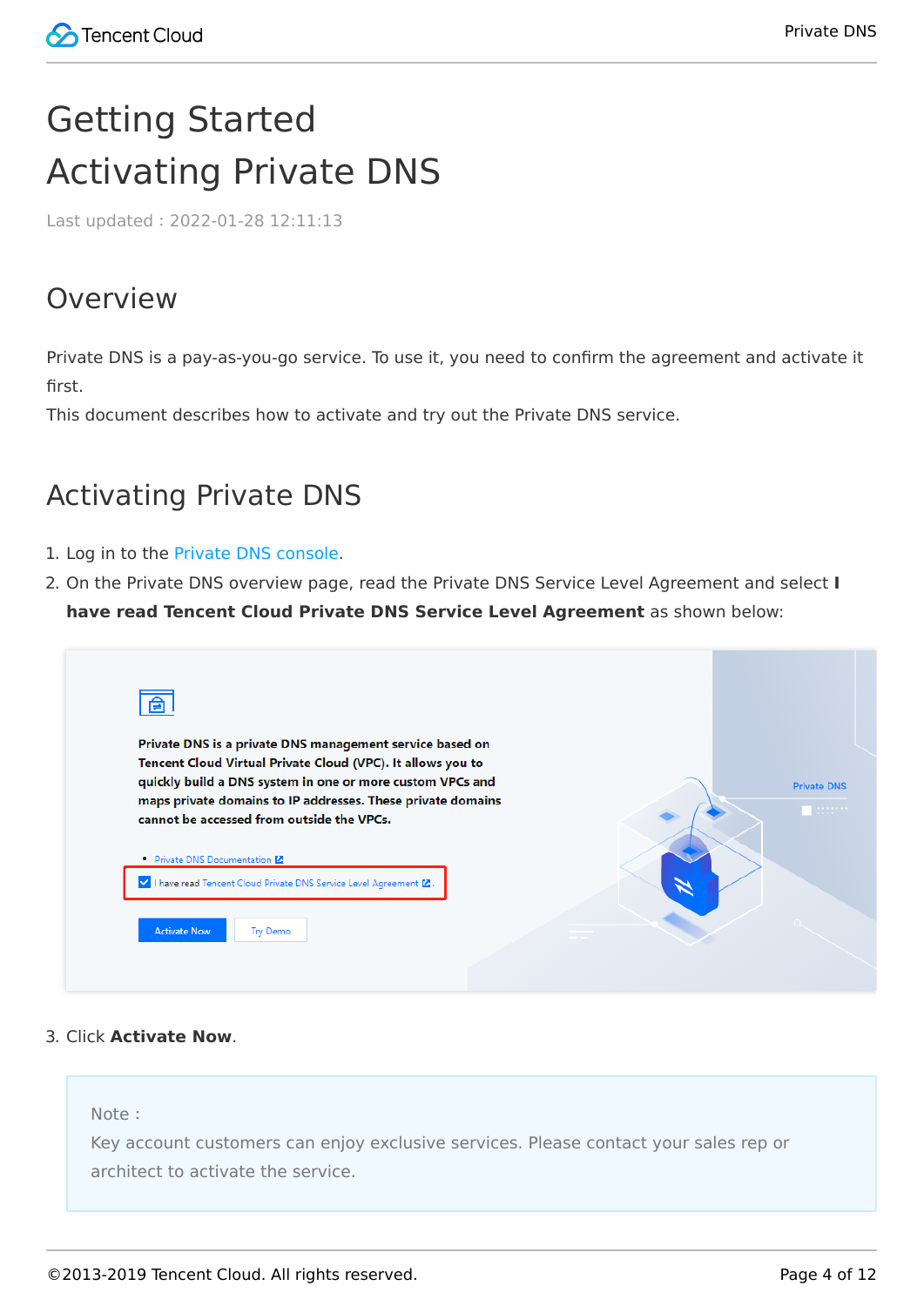# Getting Started

# Activating Private DNS

Last updated : 2022-01-28 12:11:13

## Overview

Private DNS is a pay-as-you-go service. To use it, you need to confirm the agreement and activate it first.

This document describes how to activate and try out the Private DNS service.

## Activating Private DNS

1. Log in to the Private DNS console.
2. On the Private DNS overview page, read the Private DNS Service Level Agreement and select **I have read Tencent Cloud Private DNS Service Level Agreement** as shown below:

3. Click **Activate Now**.

> Note :
> Key account customers can enjoy exclusive services. Please contact your sales rep or architect to activate the service.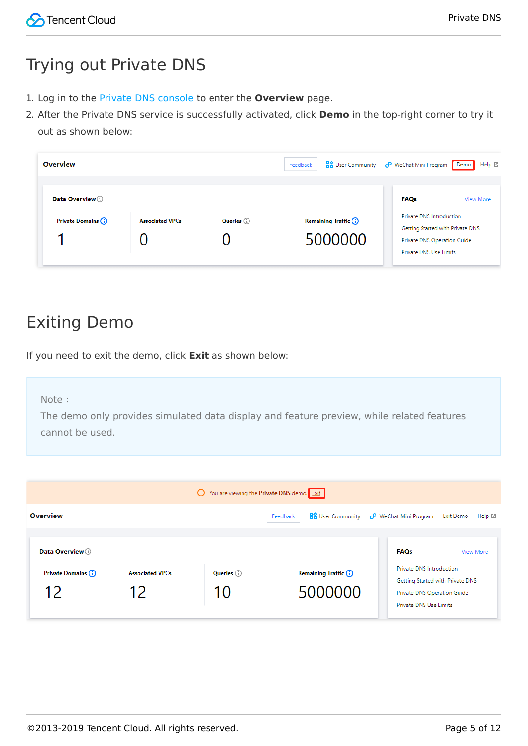# Trying out Private DNS

1. Log in to the Private DNS console to enter the **Overview** page.
2. After the Private DNS service is successfully activated, click **Demo** in the top-right corner to try it out as shown below:

# Exiting Demo

If you need to exit the demo, click **Exit** as shown below:

> Note :
> The demo only provides simulated data display and feature preview, while related features cannot be used.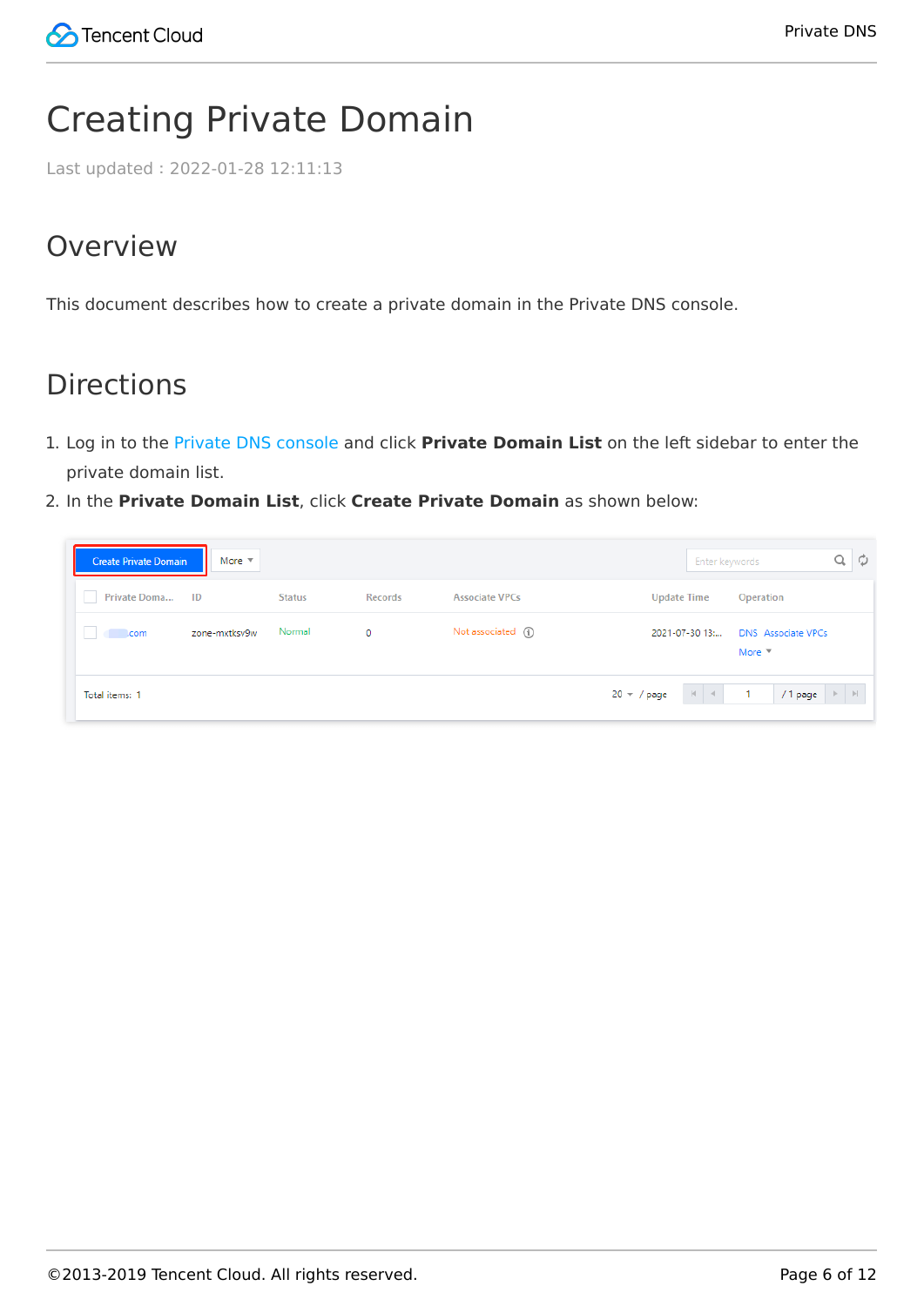# Creating Private Domain

Last updated : 2022-01-28 12:11:13

## Overview

This document describes how to create a private domain in the Private DNS console.

## Directions

1. Log in to the Private DNS console and click **Private Domain List** on the left sidebar to enter the private domain list.
2. In the **Private Domain List**, click **Create Private Domain** as shown below: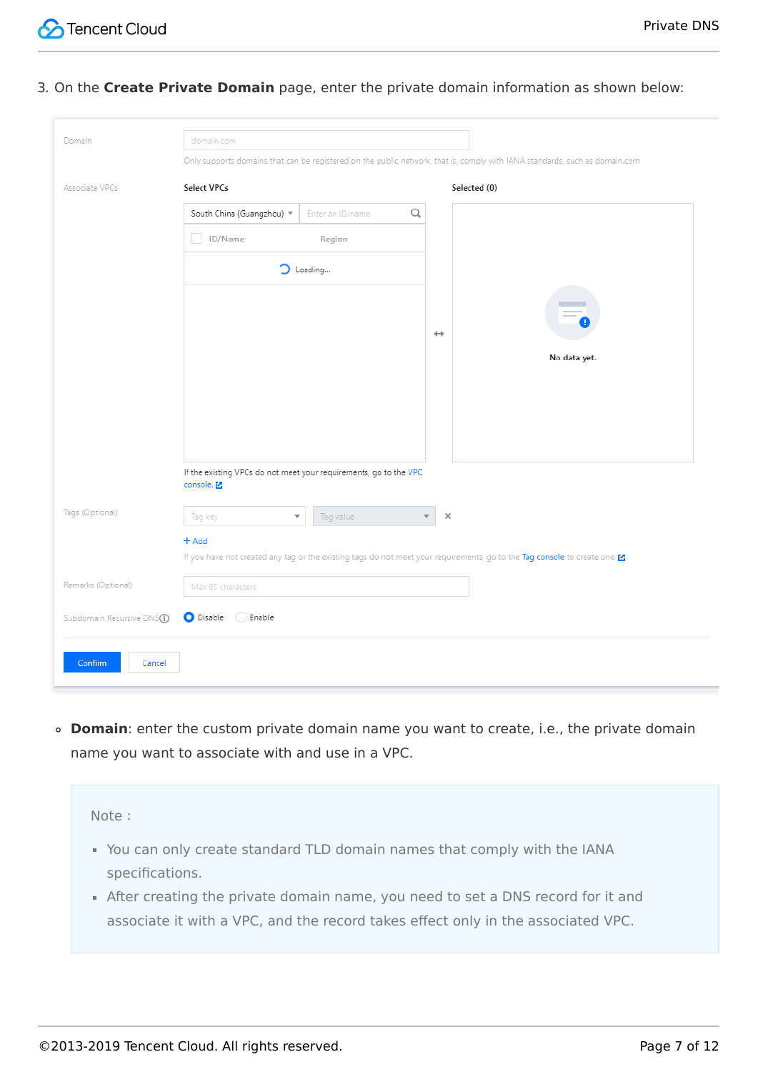3. On the **Create Private Domain** page, enter the private domain information as shown below:

Domain | domain.com
Only supports domains that can be registered on the public network, that is, comply with IANA standards, such as domain.com

Associate VPCs | Select VPCs | Selected (0)

South China (Guangzhou) | Enter an ID/name

ID/Name | Region

Loading...

No data yet.

If the existing VPCs do not meet your requirements, go to the VPC console.

Tags (Optional) | Tag key | Tag value

+ Add

If you have not created any tag or the existing tags do not meet your requirements, go to the Tag console to create one.

Remarks (Optional) | Max 60 characters

Subdomain Recursive DNS | Disable | Enable

Confirm | Cancel

- **Domain**: enter the custom private domain name you want to create, i.e., the private domain name you want to associate with and use in a VPC.

> Note：
>
> - You can only create standard TLD domain names that comply with the IANA specifications.
> - After creating the private domain name, you need to set a DNS record for it and associate it with a VPC, and the record takes effect only in the associated VPC.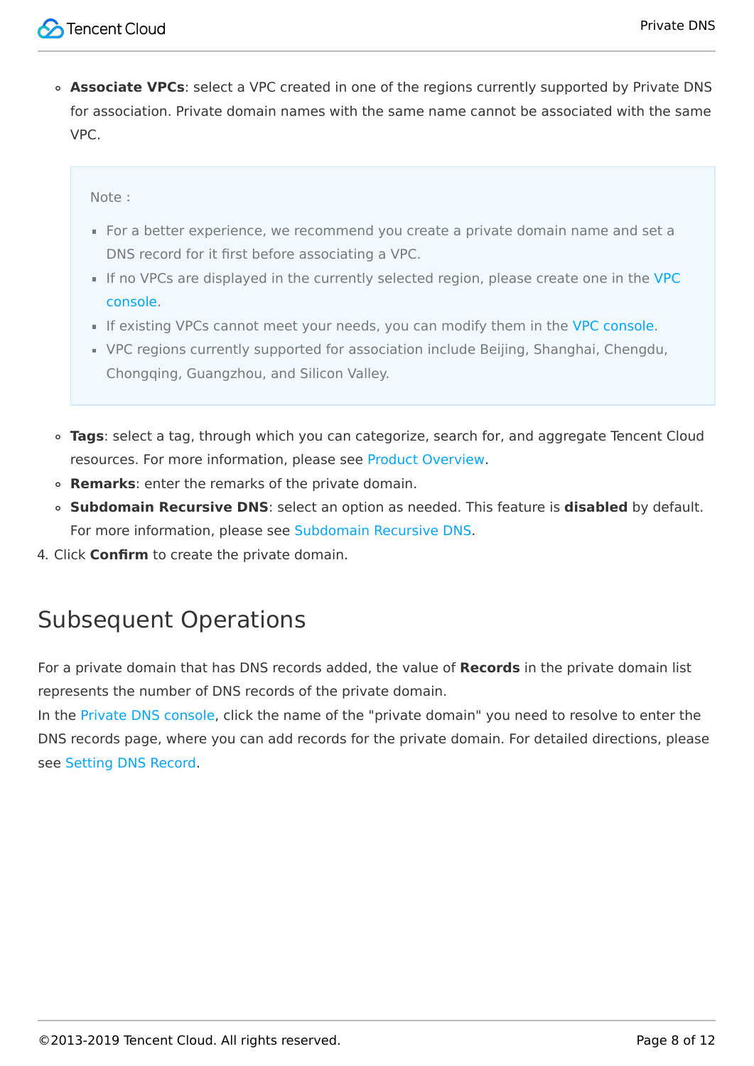- **Associate VPCs**: select a VPC created in one of the regions currently supported by Private DNS for association. Private domain names with the same name cannot be associated with the same VPC.

> Note :
>
> - For a better experience, we recommend you create a private domain name and set a DNS record for it first before associating a VPC.
> - If no VPCs are displayed in the currently selected region, please create one in the VPC console.
> - If existing VPCs cannot meet your needs, you can modify them in the VPC console.
> - VPC regions currently supported for association include Beijing, Shanghai, Chengdu, Chongqing, Guangzhou, and Silicon Valley.

- **Tags**: select a tag, through which you can categorize, search for, and aggregate Tencent Cloud resources. For more information, please see Product Overview.
- **Remarks**: enter the remarks of the private domain.
- **Subdomain Recursive DNS**: select an option as needed. This feature is **disabled** by default. For more information, please see Subdomain Recursive DNS.

4. Click **Confirm** to create the private domain.

## Subsequent Operations

For a private domain that has DNS records added, the value of **Records** in the private domain list represents the number of DNS records of the private domain.
In the Private DNS console, click the name of the "private domain" you need to resolve to enter the DNS records page, where you can add records for the private domain. For detailed directions, please see Setting DNS Record.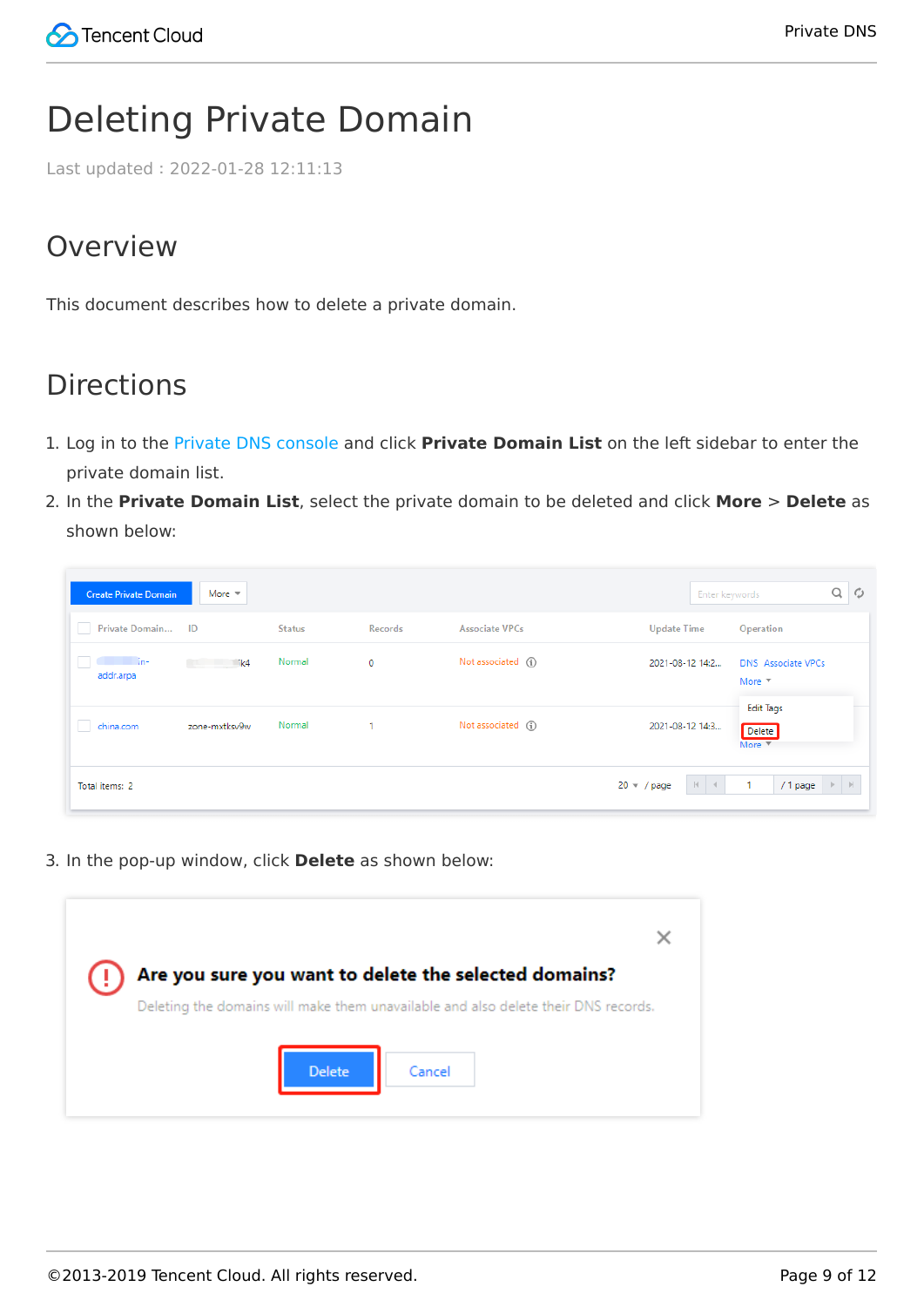# Deleting Private Domain

Last updated : 2022-01-28 12:11:13

## Overview

This document describes how to delete a private domain.

## Directions

1. Log in to the Private DNS console and click **Private Domain List** on the left sidebar to enter the private domain list.
2. In the **Private Domain List**, select the private domain to be deleted and click **More** > **Delete** as shown below:

3. In the pop-up window, click **Delete** as shown below: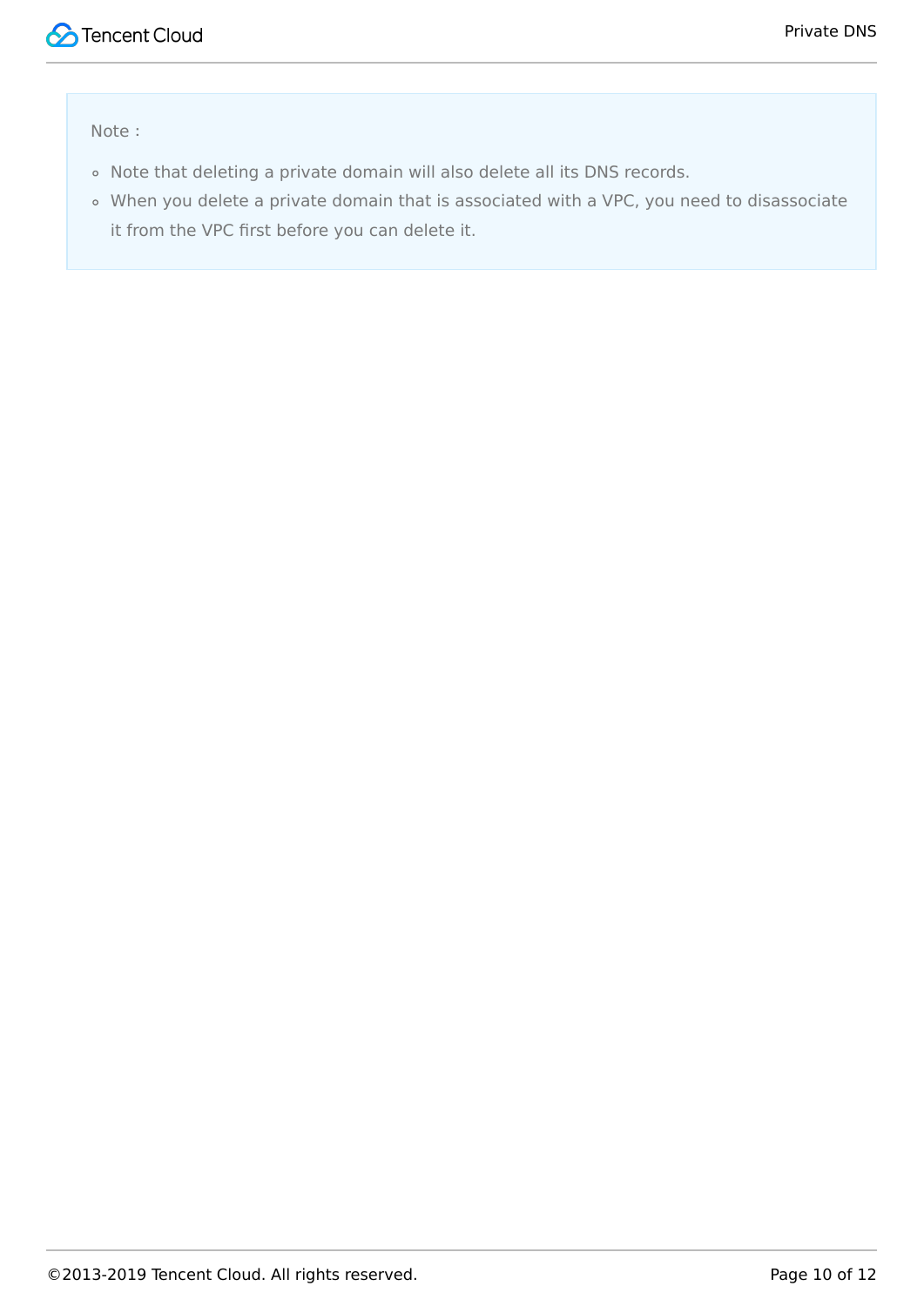> Note :
>
> - Note that deleting a private domain will also delete all its DNS records.
> - When you delete a private domain that is associated with a VPC, you need to disassociate it from the VPC first before you can delete it.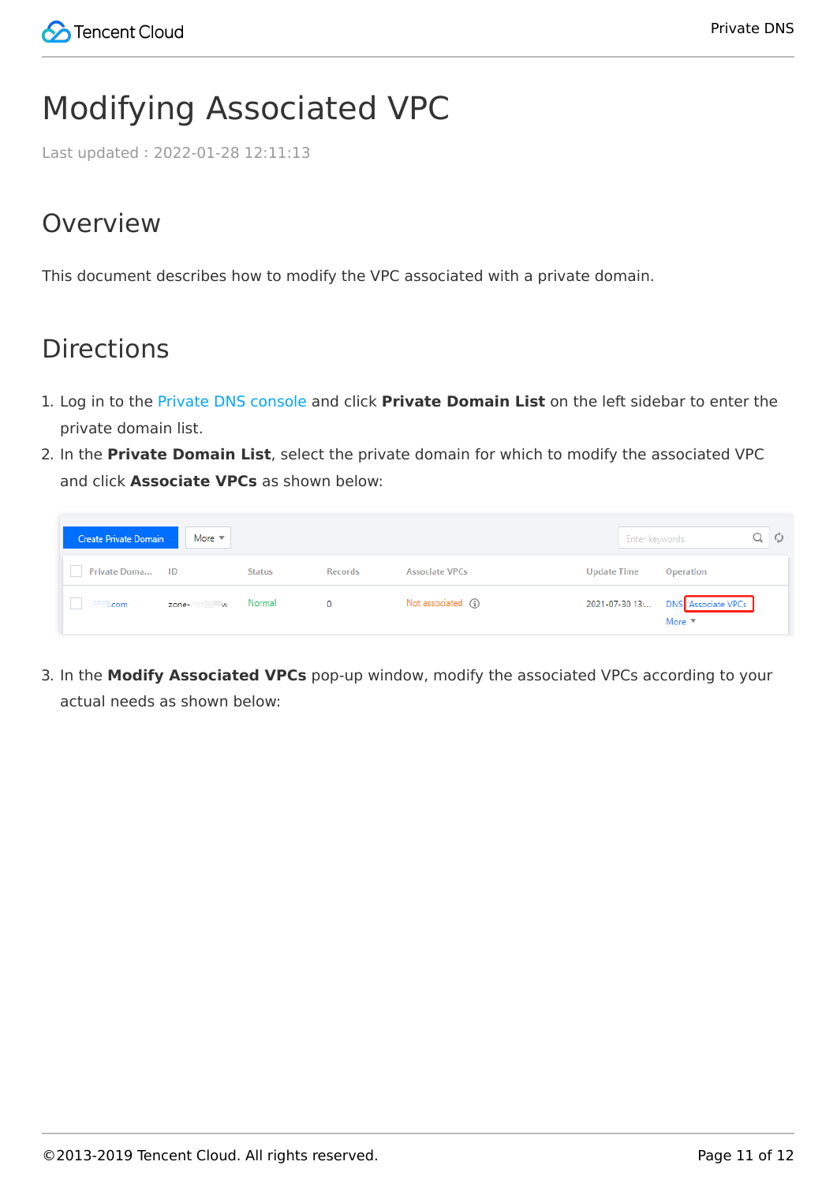# Modifying Associated VPC

Last updated : 2022-01-28 12:11:13

## Overview

This document describes how to modify the VPC associated with a private domain.

## Directions

1. Log in to the Private DNS console and click **Private Domain List** on the left sidebar to enter the private domain list.
2. In the **Private Domain List**, select the private domain for which to modify the associated VPC and click **Associate VPCs** as shown below:

3. In the **Modify Associated VPCs** pop-up window, modify the associated VPCs according to your actual needs as shown below: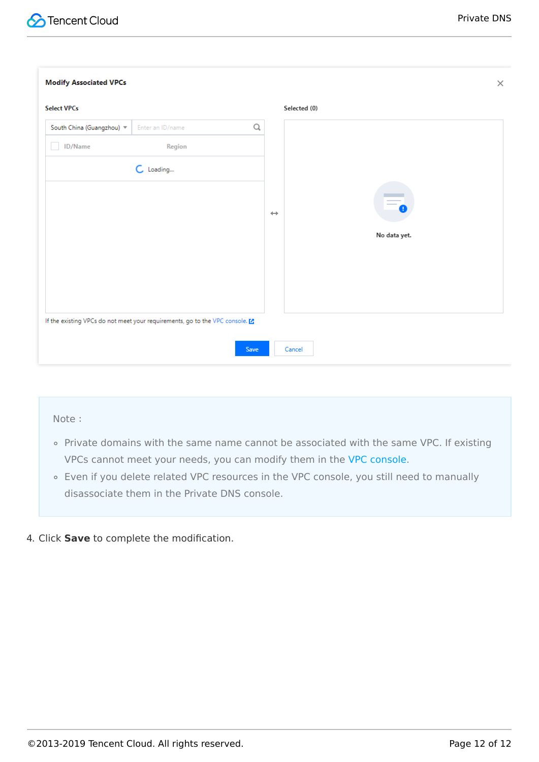Note :

- Private domains with the same name cannot be associated with the same VPC. If existing VPCs cannot meet your needs, you can modify them in the VPC console.
- Even if you delete related VPC resources in the VPC console, you still need to manually disassociate them in the Private DNS console.

4. Click **Save** to complete the modification.